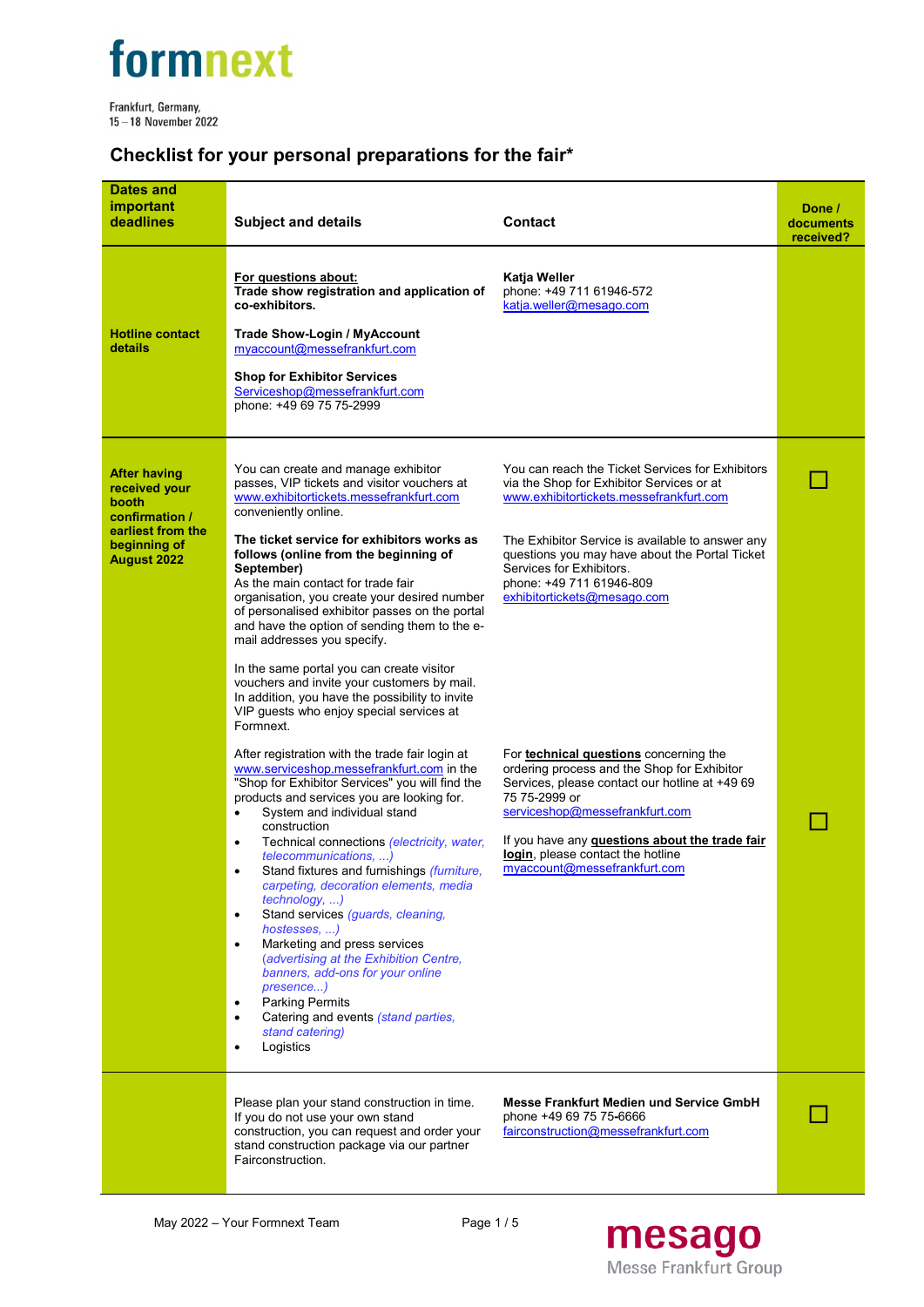formnext

Frankfurt, Germany,
15 – 18 November 2022

# Checklist for your personal preparations for the fair*

| Dates and important deadlines | Subject and details | Contact | Done / documents received? |
|---|---|---|---|
| Hotline contact details | **For questions about:** **Trade show registration and application of co-exhibitors.**<br><br>**Trade Show-Login / MyAccount** myaccount@messefrankfurt.com<br><br>**Shop for Exhibitor Services** Serviceshop@messefrankfurt.com phone: +49 69 75 75-2999 | **Katja Weller** phone: +49 711 61946-572 katja.weller@mesago.com | |
| After having received your booth confirmation / earliest from the beginning of August 2022 | You can create and manage exhibitor passes, VIP tickets and visitor vouchers at www.exhibitortickets.messefrankfurt.com conveniently online.<br><br>**The ticket service for exhibitors works as follows (online from the beginning of September)** As the main contact for trade fair organisation, you create your desired number of personalised exhibitor passes on the portal and have the option of sending them to the e-mail addresses you specify.<br><br>In the same portal you can create visitor vouchers and invite your customers by mail. In addition, you have the possibility to invite VIP guests who enjoy special services at Formnext. | You can reach the Ticket Services for Exhibitors via the Shop for Exhibitor Services or at www.exhibitortickets.messefrankfurt.com<br><br>The Exhibitor Service is available to answer any questions you may have about the Portal Ticket Services for Exhibitors. phone: +49 711 61946-809 exhibitortickets@mesago.com | ☐ |
| | After registration with the trade fair login at www.serviceshop.messefrankfurt.com in the "Shop for Exhibitor Services" you will find the products and services you are looking for.<br>• System and individual stand construction<br>• Technical connections *(electricity, water, telecommunications, ...)*<br>• Stand fixtures and furnishings *(furniture, carpeting, decoration elements, media technology, ...)*<br>• Stand services *(guards, cleaning, hostesses, ...)*<br>• Marketing and press services *(advertising at the Exhibition Centre, banners, add-ons for your online presence...)*<br>• Parking Permits<br>• Catering and events *(stand parties, stand catering)*<br>• Logistics | For **technical questions** concerning the ordering process and the Shop for Exhibitor Services, please contact our hotline at +49 69 75 75-2999 or serviceshop@messefrankfurt.com<br><br>If you have any **questions about the trade fair login**, please contact the hotline myaccount@messefrankfurt.com | ☐ |
| | Please plan your stand construction in time. If you do not use your own stand construction, you can request and order your stand construction package via our partner Fairconstruction. | **Messe Frankfurt Medien und Service GmbH** phone +49 69 75 75-6666 fairconstruction@messefrankfurt.com | ☐ |

May 2022 – Your Formnext Team

mesago
Messe Frankfurt Group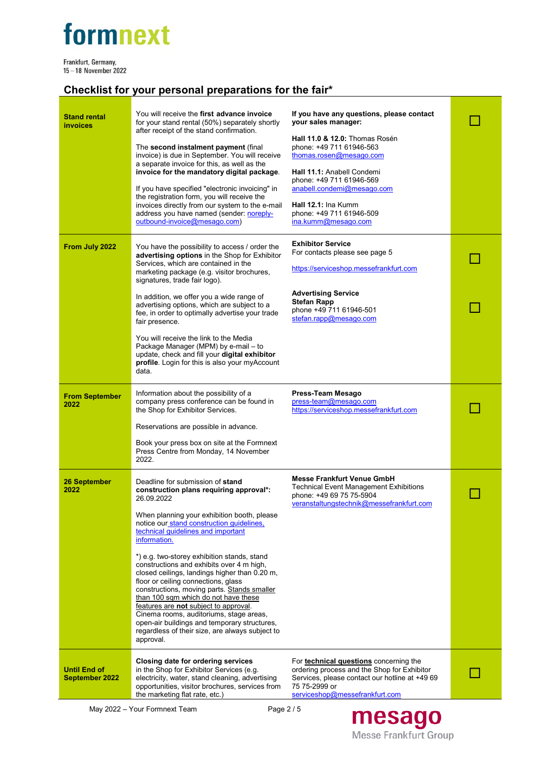# formnext

Frankfurt, Germany,
15 – 18 November 2022

## Checklist for your personal preparations for the fair*

| | | | |
|---|---|---|---|
| **Stand rental invoices** | You will receive the **first advance invoice** for your stand rental (50%) separately shortly after receipt of the stand confirmation.<br><br>The **second instalment payment** (final invoice) is due in September. You will receive a separate invoice for this, as well as the **invoice for the mandatory digital package**.<br><br>If you have specified "electronic invoicing" in the registration form, you will receive the invoices directly from our system to the e-mail address you have named (sender: noreply-outbound-invoice@mesago.com) | **If you have any questions, please contact your sales manager:**<br><br>**Hall 11.0 & 12.0:** Thomas Rosén<br>phone: +49 711 61946-563<br>thomas.rosen@mesago.com<br><br>**Hall 11.1:** Anabell Condemi<br>phone: +49 711 61946-569<br>anabell.condemi@mesago.com<br><br>**Hall 12.1:** Ina Kumm<br>phone: +49 711 61946-509<br>ina.kumm@mesago.com | ☐ |
| **From July 2022** | You have the possibility to access / order the **advertising options** in the Shop for Exhibitor Services, which are contained in the marketing package (e.g. visitor brochures, signatures, trade fair logo).<br><br>In addition, we offer you a wide range of advertising options, which are subject to a fee, in order to optimally advertise your trade fair presence.<br><br>You will receive the link to the Media Package Manager (MPM) by e-mail – to update, check and fill your **digital exhibitor profile**. Login for this is also your myAccount data. | **Exhibitor Service**<br>For contacts please see page 5<br><br>https://serviceshop.messefrankfurt.com<br><br>**Advertising Service**<br>**Stefan Rapp**<br>phone +49 711 61946-501<br>stefan.rapp@mesago.com | ☐<br><br>☐ |
| **From September 2022** | Information about the possibility of a company press conference can be found in the Shop for Exhibitor Services.<br><br>Reservations are possible in advance.<br><br>Book your press box on site at the Formnext Press Centre from Monday, 14 November 2022. | **Press-Team Mesago**<br>press-team@mesago.com<br>https://serviceshop.messefrankfurt.com | ☐ |
| **26 September 2022** | Deadline for submission of **stand construction plans requiring approval***: 26.09.2022<br><br>When planning your exhibition booth, please notice our stand construction guidelines, technical guidelines and important information.<br><br>*) e.g. two-storey exhibition stands, stand constructions and exhibits over 4 m high, closed ceilings, landings higher than 0.20 m, floor or ceiling connections, glass constructions, moving parts. Stands smaller than 100 sqm which do not have these features are **not** subject to approval. Cinema rooms, auditoriums, stage areas, open-air buildings and temporary structures, regardless of their size, are always subject to approval. | **Messe Frankfurt Venue GmbH**<br>Technical Event Management Exhibitions<br>phone: +49 69 75 75-5904<br>veranstaltungstechnik@messefrankfurt.com | ☐ |
| **Until End of September 2022** | **Closing date for ordering services** in the Shop for Exhibitor Services (e.g. electricity, water, stand cleaning, advertising opportunities, visitor brochures, services from the marketing flat rate, etc.) | For **technical questions** concerning the ordering process and the Shop for Exhibitor Services, please contact our hotline at +49 69 75 75-2999 or serviceshop@messefrankfurt.com | ☐ |

May 2022 – Your Formnext Team

mesago
Messe Frankfurt Group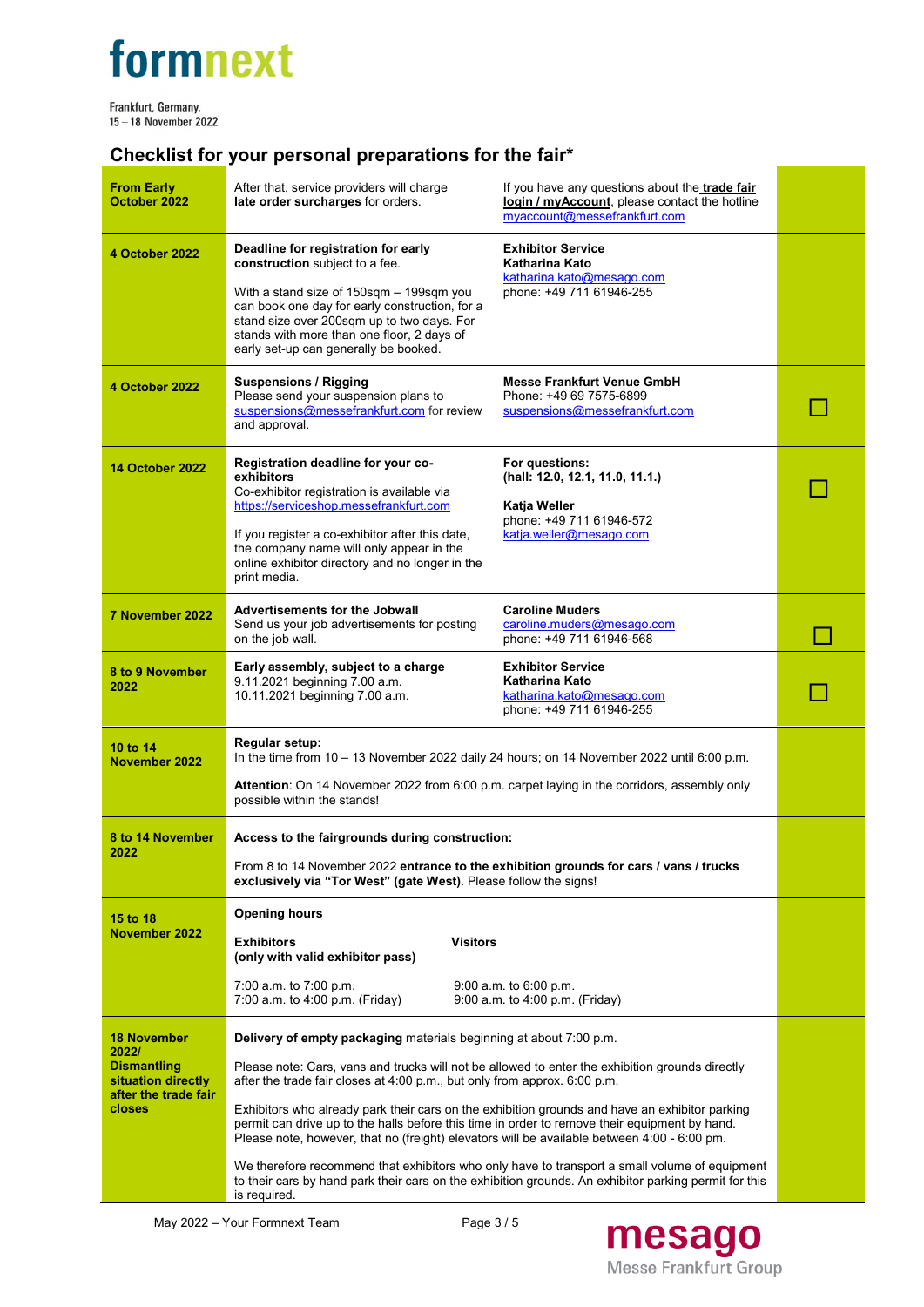## Checklist for your personal preparations for the fair*

| | | | |
|---|---|---|---|
| **From Early October 2022** | After that, service providers will charge **late order surcharges** for orders. | If you have any questions about the **trade fair login / myAccount**, please contact the hotline myaccount@messefrankfurt.com | |
| **4 October 2022** | **Deadline for registration for early construction** subject to a fee.<br><br>With a stand size of 150sqm – 199sqm you can book one day for early construction, for a stand size over 200sqm up to two days. For stands with more than one floor, 2 days of early set-up can generally be booked. | **Exhibitor Service**<br>**Katharina Kato**<br>katharina.kato@mesago.com<br>phone: +49 711 61946-255 | |
| **4 October 2022** | **Suspensions / Rigging**<br>Please send your suspension plans to suspensions@messefrankfurt.com for review and approval. | **Messe Frankfurt Venue GmbH**<br>Phone: +49 69 7575-6899<br>suspensions@messefrankfurt.com | ☐ |
| **14 October 2022** | **Registration deadline for your co-exhibitors**<br>Co-exhibitor registration is available via https://serviceshop.messefrankfurt.com<br><br>If you register a co-exhibitor after this date, the company name will only appear in the online exhibitor directory and no longer in the print media. | **For questions:**<br>**(hall: 12.0, 12.1, 11.0, 11.1.)**<br><br>**Katja Weller**<br>phone: +49 711 61946-572<br>katja.weller@mesago.com | ☐ |
| **7 November 2022** | **Advertisements for the Jobwall**<br>Send us your job advertisements for posting on the job wall. | **Caroline Muders**<br>caroline.muders@mesago.com<br>phone: +49 711 61946-568 | ☐ |
| **8 to 9 November 2022** | **Early assembly, subject to a charge**<br>9.11.2021 beginning 7.00 a.m.<br>10.11.2021 beginning 7.00 a.m. | **Exhibitor Service**<br>**Katharina Kato**<br>katharina.kato@mesago.com<br>phone: +49 711 61946-255 | ☐ |
| **10 to 14 November 2022** | **Regular setup:**<br>In the time from 10 – 13 November 2022 daily 24 hours; on 14 November 2022 until 6:00 p.m.<br><br>**Attention**: On 14 November 2022 from 6:00 p.m. carpet laying in the corridors, assembly only possible within the stands! | | |
| **8 to 14 November 2022** | **Access to the fairgrounds during construction:**<br><br>From 8 to 14 November 2022 **entrance to the exhibition grounds for cars / vans / trucks exclusively via "Tor West" (gate West)**. Please follow the signs! | | |
| **15 to 18 November 2022** | **Opening hours**<br><br>**Exhibitors (only with valid exhibitor pass)**<br>7:00 a.m. to 7:00 p.m.<br>7:00 a.m. to 4:00 p.m. (Friday)<br><br>**Visitors**<br>9:00 a.m. to 6:00 p.m.<br>9:00 a.m. to 4:00 p.m. (Friday) | | |
| **18 November 2022/ Dismantling situation directly after the trade fair closes** | **Delivery of empty packaging** materials beginning at about 7:00 p.m.<br><br>Please note: Cars, vans and trucks will not be allowed to enter the exhibition grounds directly after the trade fair closes at 4:00 p.m., but only from approx. 6:00 p.m.<br><br>Exhibitors who already park their cars on the exhibition grounds and have an exhibitor parking permit can drive up to the halls before this time in order to remove their equipment by hand. Please note, however, that no (freight) elevators will be available between 4:00 - 6:00 pm.<br><br>We therefore recommend that exhibitors who only have to transport a small volume of equipment to their cars by hand park their cars on the exhibition grounds. An exhibitor parking permit for this is required. | | |

May 2022 – Your Formnext Team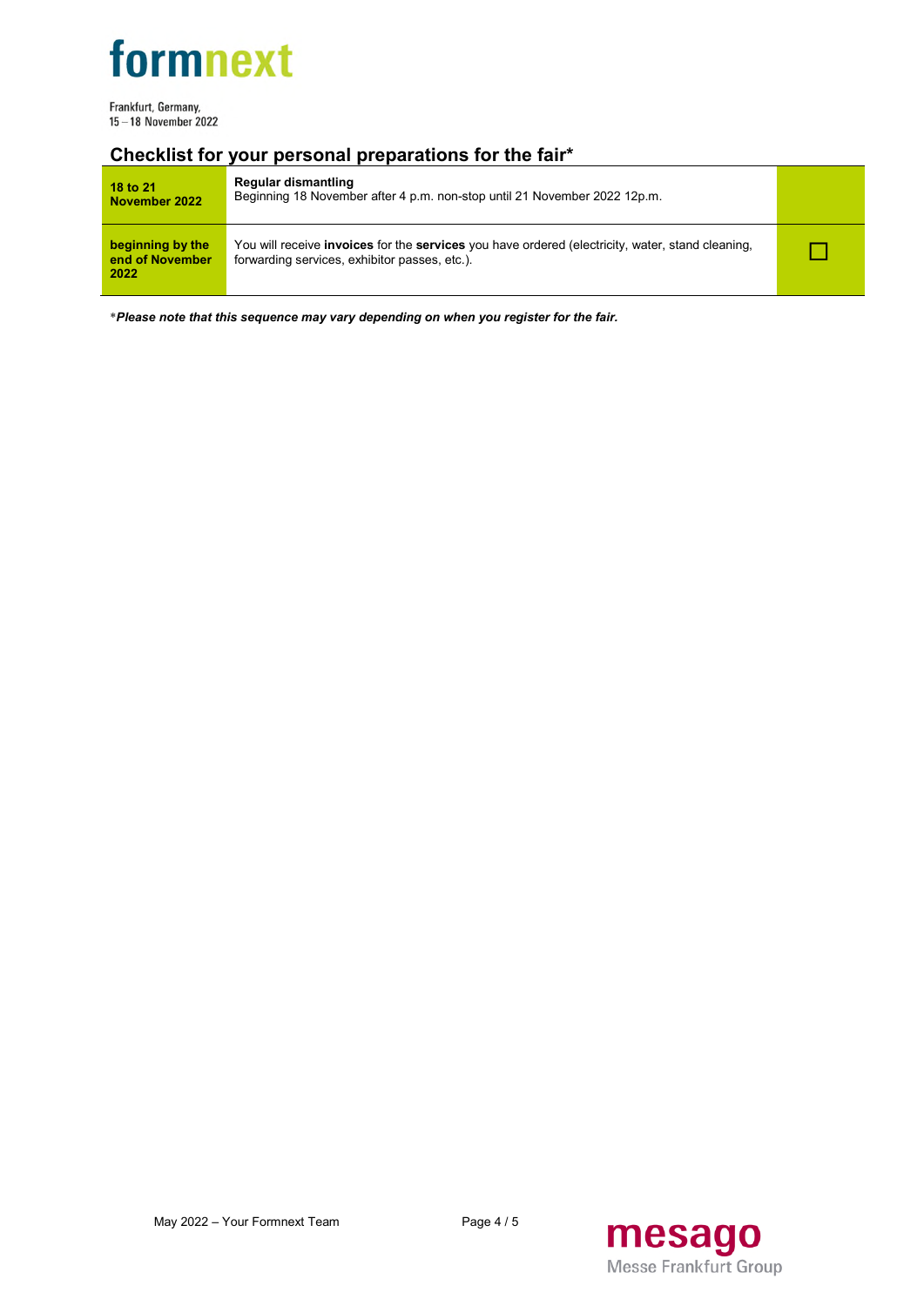## Checklist for your personal preparations for the fair*

| | | |
|---|---|---|
| **18 to 21 November 2022** | **Regular dismantling**<br>Beginning 18 November after 4 p.m. non-stop until 21 November 2022 12p.m. | |
| **beginning by the end of November 2022** | You will receive **invoices** for the **services** you have ordered (electricity, water, stand cleaning, forwarding services, exhibitor passes, etc.). | ☐ |

***Please note that this sequence may vary depending on when you register for the fair.***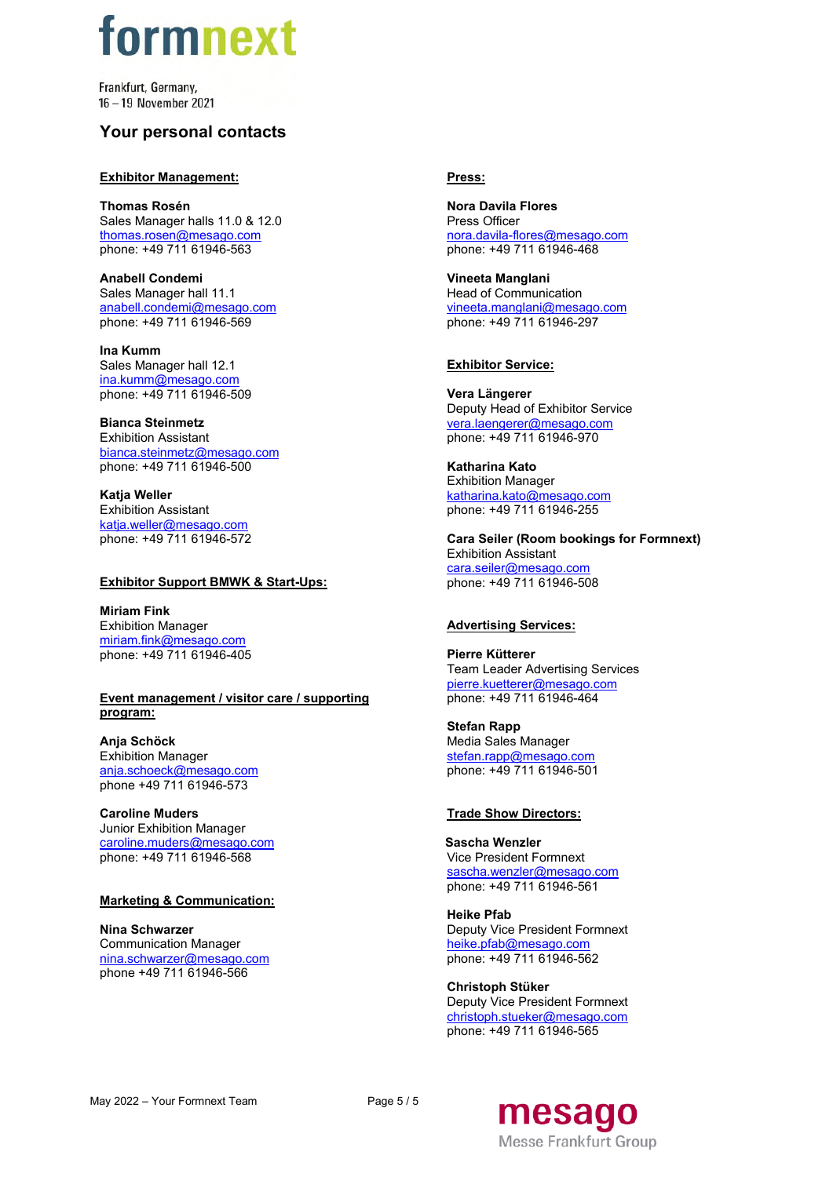# formnext

Frankfurt, Germany,
16 – 19 November 2021

## Your personal contacts

### Exhibitor Management:

**Thomas Rosén**
Sales Manager halls 11.0 & 12.0
thomas.rosen@mesago.com
phone: +49 711 61946-563

**Anabell Condemi**
Sales Manager hall 11.1
anabell.condemi@mesago.com
phone: +49 711 61946-569

**Ina Kumm**
Sales Manager hall 12.1
ina.kumm@mesago.com
phone: +49 711 61946-509

**Bianca Steinmetz**
Exhibition Assistant
bianca.steinmetz@mesago.com
phone: +49 711 61946-500

**Katja Weller**
Exhibition Assistant
katja.weller@mesago.com
phone: +49 711 61946-572

### Exhibitor Support BMWK & Start-Ups:

**Miriam Fink**
Exhibition Manager
miriam.fink@mesago.com
phone: +49 711 61946-405

### Event management / visitor care / supporting program:

**Anja Schöck**
Exhibition Manager
anja.schoeck@mesago.com
phone +49 711 61946-573

**Caroline Muders**
Junior Exhibition Manager
caroline.muders@mesago.com
phone: +49 711 61946-568

### Marketing & Communication:

**Nina Schwarzer**
Communication Manager
nina.schwarzer@mesago.com
phone +49 711 61946-566

### Press:

**Nora Davila Flores**
Press Officer
nora.davila-flores@mesago.com
phone: +49 711 61946-468

**Vineeta Manglani**
Head of Communication
vineeta.manglani@mesago.com
phone: +49 711 61946-297

### Exhibitor Service:

**Vera Längerer**
Deputy Head of Exhibitor Service
vera.laengerer@mesago.com
phone: +49 711 61946-970

**Katharina Kato**
Exhibition Manager
katharina.kato@mesago.com
phone: +49 711 61946-255

**Cara Seiler (Room bookings for Formnext)**
Exhibition Assistant
cara.seiler@mesago.com
phone: +49 711 61946-508

### Advertising Services:

**Pierre Kütterer**
Team Leader Advertising Services
pierre.kuetterer@mesago.com
phone: +49 711 61946-464

**Stefan Rapp**
Media Sales Manager
stefan.rapp@mesago.com
phone: +49 711 61946-501

### Trade Show Directors:

**Sascha Wenzler**
Vice President Formnext
sascha.wenzler@mesago.com
phone: +49 711 61946-561

**Heike Pfab**
Deputy Vice President Formnext
heike.pfab@mesago.com
phone: +49 711 61946-562

**Christoph Stüker**
Deputy Vice President Formnext
christoph.stueker@mesago.com
phone: +49 711 61946-565

May 2022 – Your Formnext Team

mesago
Messe Frankfurt Group